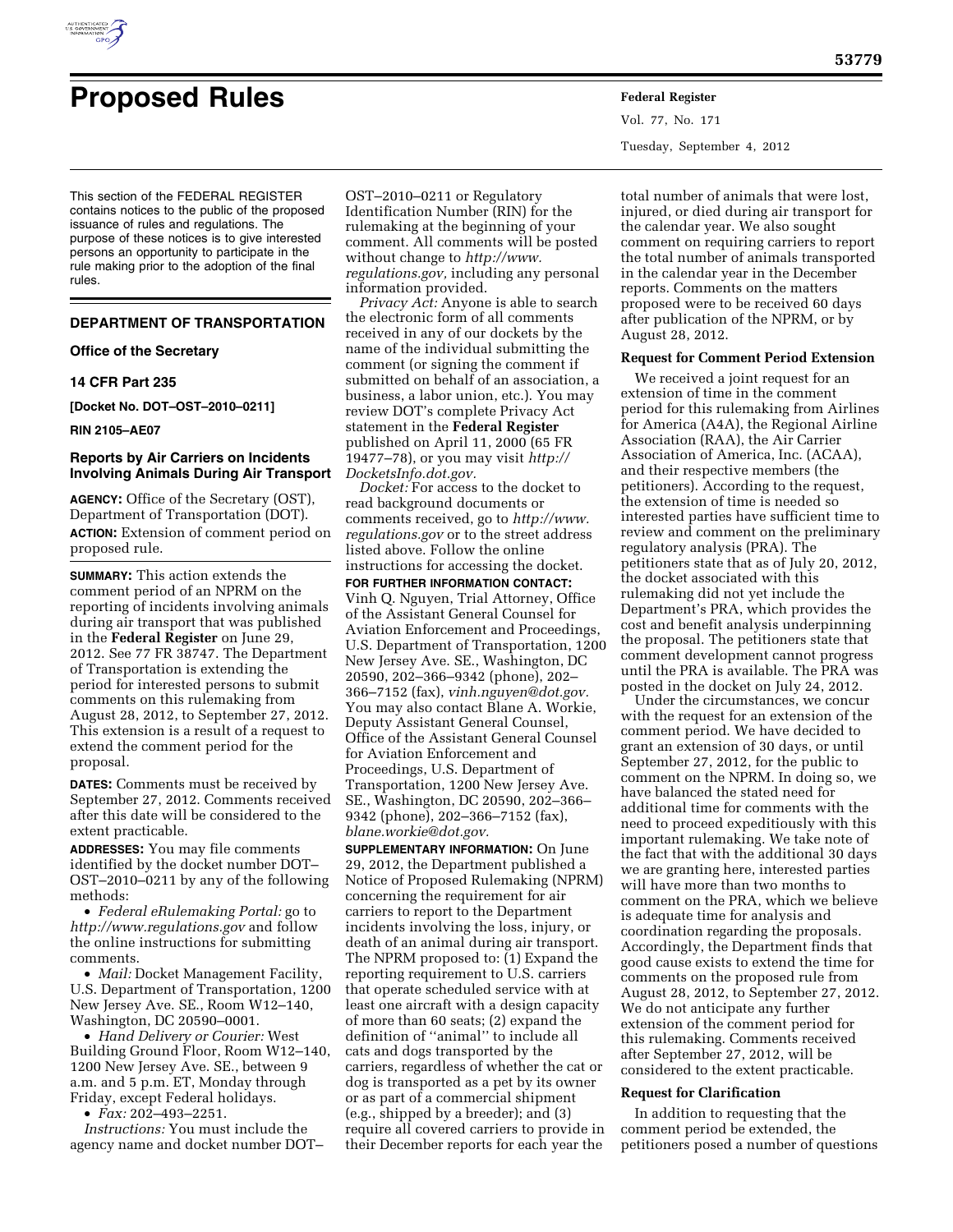# Proposed Rules

This section of the FEDERAL REGISTER contains notices to the public of the proposed issuance of rules and regulations. The purpose of these notices is to give interested persons an opportunity to participate in the rule making prior to the adoption of the final rules.

## DEPARTMENT OF TRANSPORTATION

### Office of the Secretary

### 14 CFR Part 235

**[Docket No. DOT–OST–2010–0211]**

**RIN 2105–AE07**

### Reports by Air Carriers on Incidents Involving Animals During Air Transport

**AGENCY:** Office of the Secretary (OST), Department of Transportation (DOT).

**ACTION:** Extension of comment period on proposed rule.

**SUMMARY:** This action extends the comment period of an NPRM on the reporting of incidents involving animals during air transport that was published in the **Federal Register** on June 29, 2012. See 77 FR 38747. The Department of Transportation is extending the period for interested persons to submit comments on this rulemaking from August 28, 2012, to September 27, 2012. This extension is a result of a request to extend the comment period for the proposal.

**DATES:** Comments must be received by September 27, 2012. Comments received after this date will be considered to the extent practicable.

**ADDRESSES:** You may file comments identified by the docket number DOT–OST–2010–0211 by any of the following methods:

- *Federal eRulemaking Portal:* go to *http://www.regulations.gov* and follow the online instructions for submitting comments.
- *Mail:* Docket Management Facility, U.S. Department of Transportation, 1200 New Jersey Ave. SE., Room W12–140, Washington, DC 20590–0001.
- *Hand Delivery or Courier:* West Building Ground Floor, Room W12–140, 1200 New Jersey Ave. SE., between 9 a.m. and 5 p.m. ET, Monday through Friday, except Federal holidays.
- *Fax:* 202–493–2251.

*Instructions:* You must include the agency name and docket number DOT–OST–2010–0211 or Regulatory Identification Number (RIN) for the rulemaking at the beginning of your comment. All comments will be posted without change to *http://www.regulations.gov,* including any personal information provided.

*Privacy Act:* Anyone is able to search the electronic form of all comments received in any of our dockets by the name of the individual submitting the comment (or signing the comment if submitted on behalf of an association, a business, a labor union, etc.). You may review DOT's complete Privacy Act statement in the **Federal Register** published on April 11, 2000 (65 FR 19477–78), or you may visit *http://DocketsInfo.dot.gov.*

*Docket:* For access to the docket to read background documents or comments received, go to *http://www.regulations.gov* or to the street address listed above. Follow the online instructions for accessing the docket.

**FOR FURTHER INFORMATION CONTACT:** Vinh Q. Nguyen, Trial Attorney, Office of the Assistant General Counsel for Aviation Enforcement and Proceedings, U.S. Department of Transportation, 1200 New Jersey Ave. SE., Washington, DC 20590, 202–366–9342 (phone), 202–366–7152 (fax), *vinh.nguyen@dot.gov.* You may also contact Blane A. Workie, Deputy Assistant General Counsel, Office of the Assistant General Counsel for Aviation Enforcement and Proceedings, U.S. Department of Transportation, 1200 New Jersey Ave. SE., Washington, DC 20590, 202–366–9342 (phone), 202–366–7152 (fax), *blane.workie@dot.gov.*

**SUPPLEMENTARY INFORMATION:** On June 29, 2012, the Department published a Notice of Proposed Rulemaking (NPRM) concerning the requirement for air carriers to report to the Department incidents involving the loss, injury, or death of an animal during air transport. The NPRM proposed to: (1) Expand the reporting requirement to U.S. carriers that operate scheduled service with at least one aircraft with a design capacity of more than 60 seats; (2) expand the definition of ''animal'' to include all cats and dogs transported by the carriers, regardless of whether the cat or dog is transported as a pet by its owner or as part of a commercial shipment (e.g., shipped by a breeder); and (3) require all covered carriers to provide in their December reports for each year the total number of animals that were lost, injured, or died during air transport for the calendar year. We also sought comment on requiring carriers to report the total number of animals transported in the calendar year in the December reports. Comments on the matters proposed were to be received 60 days after publication of the NPRM, or by August 28, 2012.

**Request for Comment Period Extension**

We received a joint request for an extension of time in the comment period for this rulemaking from Airlines for America (A4A), the Regional Airline Association (RAA), the Air Carrier Association of America, Inc. (ACAA), and their respective members (the petitioners). According to the request, the extension of time is needed so interested parties have sufficient time to review and comment on the preliminary regulatory analysis (PRA). The petitioners state that as of July 20, 2012, the docket associated with this rulemaking did not yet include the Department's PRA, which provides the cost and benefit analysis underpinning the proposal. The petitioners state that comment development cannot progress until the PRA is available. The PRA was posted in the docket on July 24, 2012.

Under the circumstances, we concur with the request for an extension of the comment period. We have decided to grant an extension of 30 days, or until September 27, 2012, for the public to comment on the NPRM. In doing so, we have balanced the stated need for additional time for comments with the need to proceed expeditiously with this important rulemaking. We take note of the fact that with the additional 30 days we are granting here, interested parties will have more than two months to comment on the PRA, which we believe is adequate time for analysis and coordination regarding the proposals. Accordingly, the Department finds that good cause exists to extend the time for comments on the proposed rule from August 28, 2012, to September 27, 2012. We do not anticipate any further extension of the comment period for this rulemaking. Comments received after September 27, 2012, will be considered to the extent practicable.

**Request for Clarification**

In addition to requesting that the comment period be extended, the petitioners posed a number of questions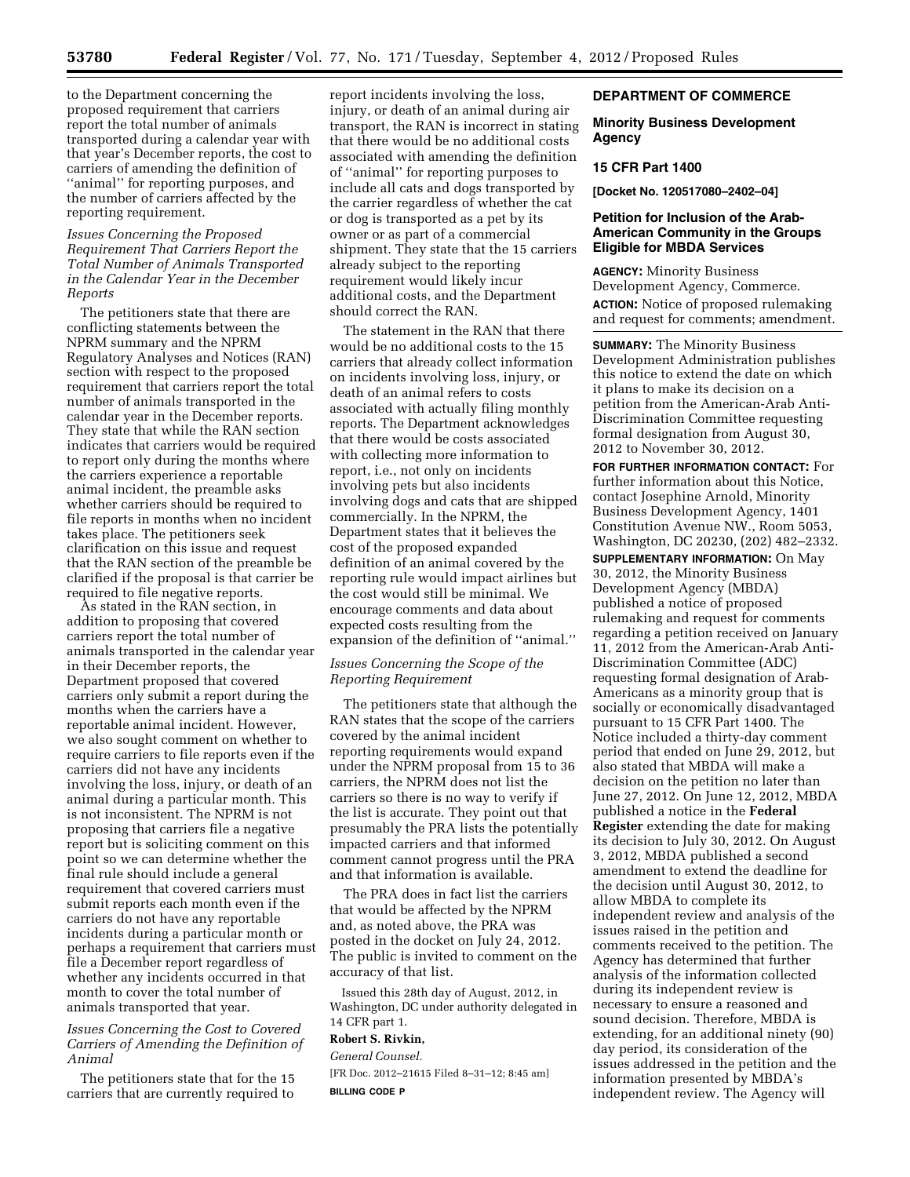to the Department concerning the proposed requirement that carriers report the total number of animals transported during a calendar year with that year's December reports, the cost to carriers of amending the definition of ''animal'' for reporting purposes, and the number of carriers affected by the reporting requirement.

*Issues Concerning the Proposed Requirement That Carriers Report the Total Number of Animals Transported in the Calendar Year in the December Reports*

The petitioners state that there are conflicting statements between the NPRM summary and the NPRM Regulatory Analyses and Notices (RAN) section with respect to the proposed requirement that carriers report the total number of animals transported in the calendar year in the December reports. They state that while the RAN section indicates that carriers would be required to report only during the months where the carriers experience a reportable animal incident, the preamble asks whether carriers should be required to file reports in months when no incident takes place. The petitioners seek clarification on this issue and request that the RAN section of the preamble be clarified if the proposal is that carrier be required to file negative reports.

As stated in the RAN section, in addition to proposing that covered carriers report the total number of animals transported in the calendar year in their December reports, the Department proposed that covered carriers only submit a report during the months when the carriers have a reportable animal incident. However, we also sought comment on whether to require carriers to file reports even if the carriers did not have any incidents involving the loss, injury, or death of an animal during a particular month. This is not inconsistent. The NPRM is not proposing that carriers file a negative report but is soliciting comment on this point so we can determine whether the final rule should include a general requirement that covered carriers must submit reports each month even if the carriers do not have any reportable incidents during a particular month or perhaps a requirement that carriers must file a December report regardless of whether any incidents occurred in that month to cover the total number of animals transported that year.

*Issues Concerning the Cost to Covered Carriers of Amending the Definition of Animal*

The petitioners state that for the 15 carriers that are currently required to report incidents involving the loss, injury, or death of an animal during air transport, the RAN is incorrect in stating that there would be no additional costs associated with amending the definition of ''animal'' for reporting purposes to include all cats and dogs transported by the carrier regardless of whether the cat or dog is transported as a pet by its owner or as part of a commercial shipment. They state that the 15 carriers already subject to the reporting requirement would likely incur additional costs, and the Department should correct the RAN.

The statement in the RAN that there would be no additional costs to the 15 carriers that already collect information on incidents involving loss, injury, or death of an animal refers to costs associated with actually filing monthly reports. The Department acknowledges that there would be costs associated with collecting more information to report, i.e., not only on incidents involving pets but also incidents involving dogs and cats that are shipped commercially. In the NPRM, the Department states that it believes the cost of the proposed expanded definition of an animal covered by the reporting rule would impact airlines but the cost would still be minimal. We encourage comments and data about expected costs resulting from the expansion of the definition of ''animal.''

*Issues Concerning the Scope of the Reporting Requirement*

The petitioners state that although the RAN states that the scope of the carriers covered by the animal incident reporting requirements would expand under the NPRM proposal from 15 to 36 carriers, the NPRM does not list the carriers so there is no way to verify if the list is accurate. They point out that presumably the PRA lists the potentially impacted carriers and that informed comment cannot progress until the PRA and that information is available.

The PRA does in fact list the carriers that would be affected by the NPRM and, as noted above, the PRA was posted in the docket on July 24, 2012. The public is invited to comment on the accuracy of that list.

Issued this 28th day of August, 2012, in Washington, DC under authority delegated in 14 CFR part 1.

**Robert S. Rivkin,**

*General Counsel.*

[FR Doc. 2012–21615 Filed 8–31–12; 8:45 am]

**BILLING CODE P**

---

## DEPARTMENT OF COMMERCE

### Minority Business Development Agency

### 15 CFR Part 1400

**[Docket No. 120517080–2402–04]**

### Petition for Inclusion of the Arab-American Community in the Groups Eligible for MBDA Services

**AGENCY:** Minority Business Development Agency, Commerce.

**ACTION:** Notice of proposed rulemaking and request for comments; amendment.

**SUMMARY:** The Minority Business Development Administration publishes this notice to extend the date on which it plans to make its decision on a petition from the American-Arab Anti-Discrimination Committee requesting formal designation from August 30, 2012 to November 30, 2012.

**FOR FURTHER INFORMATION CONTACT:** For further information about this Notice, contact Josephine Arnold, Minority Business Development Agency, 1401 Constitution Avenue NW., Room 5053, Washington, DC 20230, (202) 482–2332.

**SUPPLEMENTARY INFORMATION:** On May 30, 2012, the Minority Business Development Agency (MBDA) published a notice of proposed rulemaking and request for comments regarding a petition received on January 11, 2012 from the American-Arab Anti-Discrimination Committee (ADC) requesting formal designation of Arab-Americans as a minority group that is socially or economically disadvantaged pursuant to 15 CFR Part 1400. The Notice included a thirty-day comment period that ended on June 29, 2012, but also stated that MBDA will make a decision on the petition no later than June 27, 2012. On June 12, 2012, MBDA published a notice in the **Federal Register** extending the date for making its decision to July 30, 2012. On August 3, 2012, MBDA published a second amendment to extend the deadline for the decision until August 30, 2012, to allow MBDA to complete its independent review and analysis of the issues raised in the petition and comments received to the petition. The Agency has determined that further analysis of the information collected during its independent review is necessary to ensure a reasoned and sound decision. Therefore, MBDA is extending, for an additional ninety (90) day period, its consideration of the issues addressed in the petition and the information presented by MBDA's independent review. The Agency will